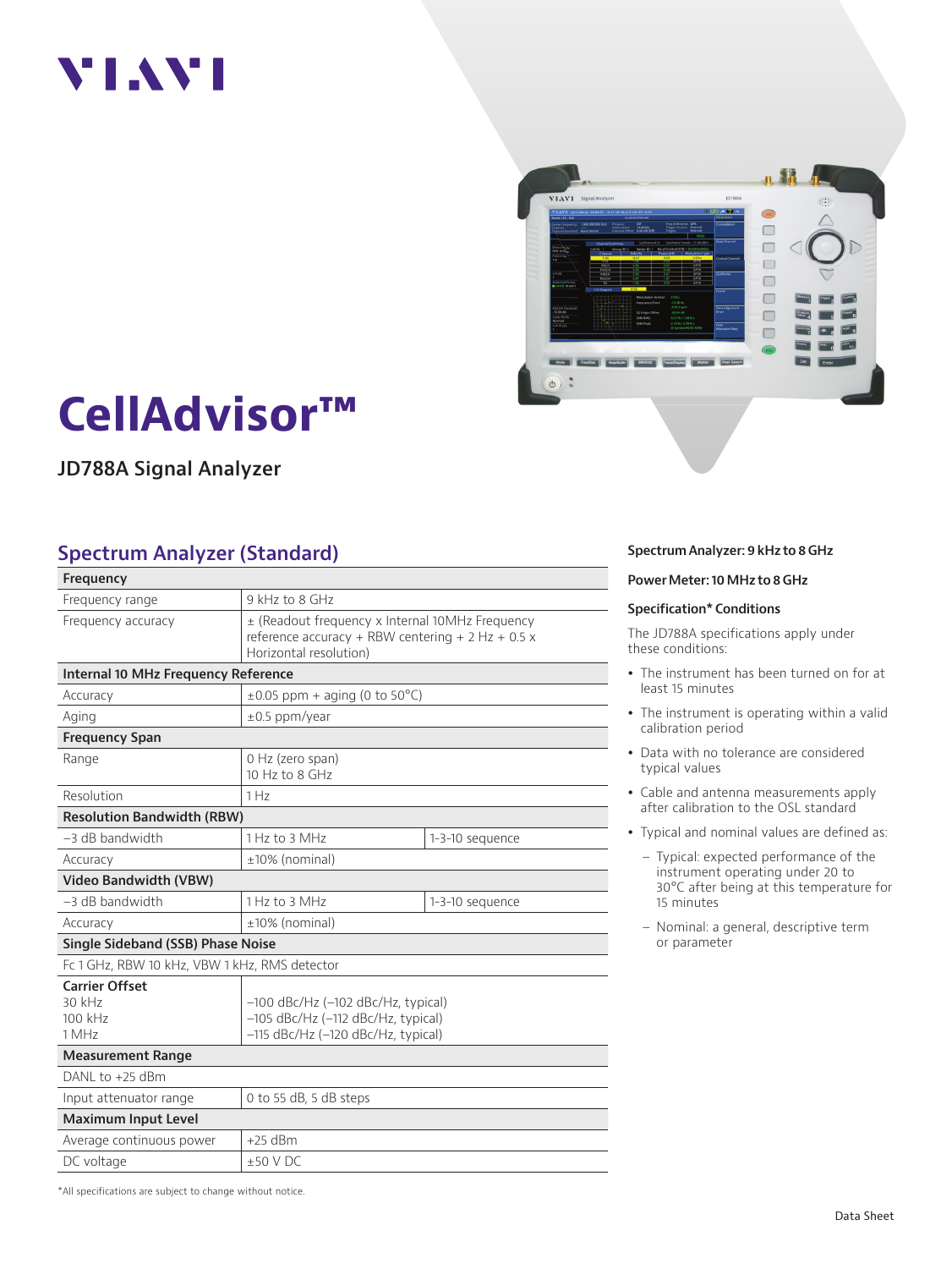VIAVI

# CellAdvisor™

## JD788A Signal Analyzer

## Spectrum Analyzer (Standard)

| Frequency | | |
|---|---|---|
| Frequency range | 9 kHz to 8 GHz | |
| Frequency accuracy | ± (Readout frequency x Internal 10MHz Frequency reference accuracy + RBW centering + 2 Hz + 0.5 x Horizontal resolution) | |
| **Internal 10 MHz Frequency Reference** | | |
| Accuracy | ±0.05 ppm + aging (0 to 50°C) | |
| Aging | ±0.5 ppm/year | |
| **Frequency Span** | | |
| Range | 0 Hz (zero span)<br>10 Hz to 8 GHz | |
| Resolution | 1 Hz | |
| **Resolution Bandwidth (RBW)** | | |
| –3 dB bandwidth | 1 Hz to 3 MHz | 1-3-10 sequence |
| Accuracy | ±10% (nominal) | |
| **Video Bandwidth (VBW)** | | |
| –3 dB bandwidth | 1 Hz to 3 MHz | 1-3-10 sequence |
| Accuracy | ±10% (nominal) | |
| **Single Sideband (SSB) Phase Noise** | | |
| Fc 1 GHz, RBW 10 kHz, VBW 1 kHz, RMS detector | | |
| **Carrier Offset**<br>30 kHz<br>100 kHz<br>1 MHz | <br>–100 dBc/Hz (–102 dBc/Hz, typical)<br>–105 dBc/Hz (–112 dBc/Hz, typical)<br>–115 dBc/Hz (–120 dBc/Hz, typical) | |
| **Measurement Range** | | |
| DANL to +25 dBm | | |
| Input attenuator range | 0 to 55 dB, 5 dB steps | |
| **Maximum Input Level** | | |
| Average continuous power | +25 dBm | |
| DC voltage | ±50 V DC | |

*All specifications are subject to change without notice.

**Spectrum Analyzer: 9 kHz to 8 GHz**

**Power Meter: 10 MHz to 8 GHz**

**Specification* Conditions**

The JD788A specifications apply under these conditions:

- The instrument has been turned on for at least 15 minutes
- The instrument is operating within a valid calibration period
- Data with no tolerance are considered typical values
- Cable and antenna measurements apply after calibration to the OSL standard
- Typical and nominal values are defined as:
  - Typical: expected performance of the instrument operating under 20 to 30°C after being at this temperature for 15 minutes
  - Nominal: a general, descriptive term or parameter

Data Sheet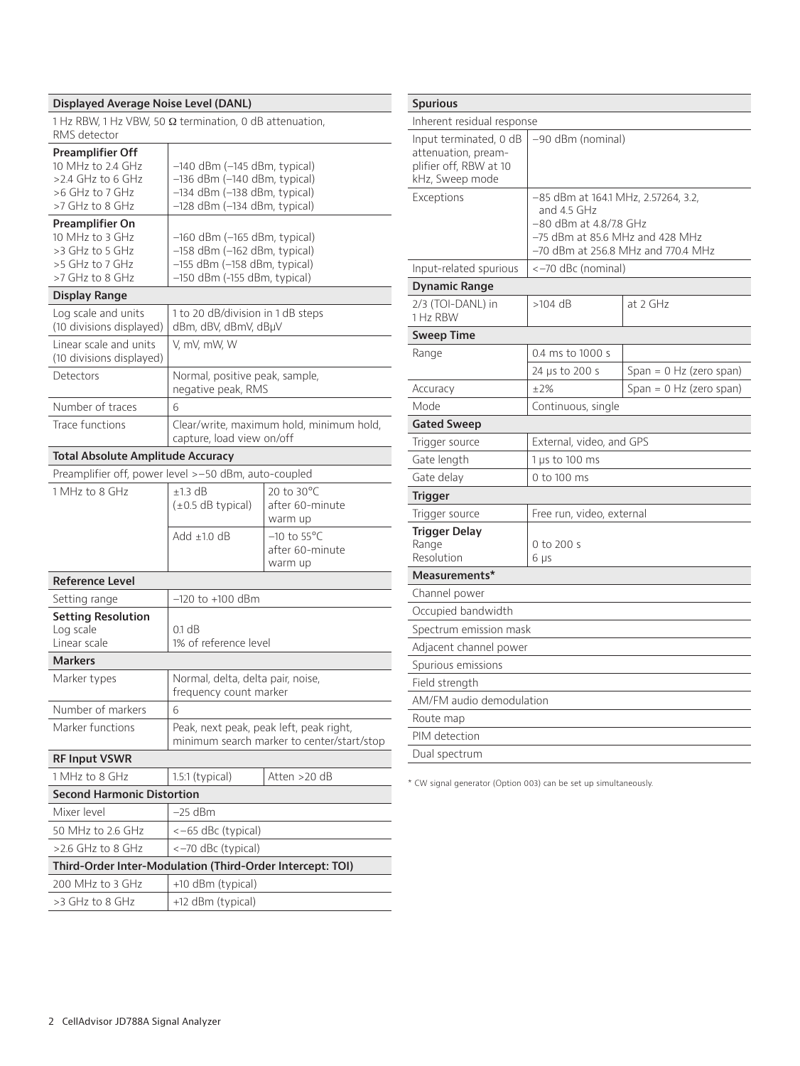| Displayed Average Noise Level (DANL) | |
|---|---|
| 1 Hz RBW, 1 Hz VBW, 50 Ω termination, 0 dB attenuation, RMS detector | |
| **Preamplifier Off** | |
| 10 MHz to 2.4 GHz | –140 dBm (–145 dBm, typical) |
| >2.4 GHz to 6 GHz | –136 dBm (–140 dBm, typical) |
| >6 GHz to 7 GHz | –134 dBm (–138 dBm, typical) |
| >7 GHz to 8 GHz | –128 dBm (–134 dBm, typical) |
| **Preamplifier On** | |
| 10 MHz to 3 GHz | –160 dBm (–165 dBm, typical) |
| >3 GHz to 5 GHz | –158 dBm (–162 dBm, typical) |
| >5 GHz to 7 GHz | –155 dBm (–158 dBm, typical) |
| >7 GHz to 8 GHz | –150 dBm (–155 dBm, typical) |

| Display Range | |
|---|---|
| Log scale and units (10 divisions displayed) | 1 to 20 dB/division in 1 dB steps dBm, dBV, dBmV, dBµV |
| Linear scale and units (10 divisions displayed) | V, mV, mW, W |
| Detectors | Normal, positive peak, sample, negative peak, RMS |
| Number of traces | 6 |
| Trace functions | Clear/write, maximum hold, minimum hold, capture, load view on/off |

| Total Absolute Amplitude Accuracy | | |
|---|---|---|
| Preamplifier off, power level >–50 dBm, auto-coupled | | |
| 1 MHz to 8 GHz | ±1.3 dB (±0.5 dB typical) | 20 to 30°C after 60-minute warm up |
| | Add ±1.0 dB | –10 to 55°C after 60-minute warm up |

| Reference Level | |
|---|---|
| Setting range | –120 to +100 dBm |
| **Setting Resolution** | |
| Log scale | 0.1 dB |
| Linear scale | 1% of reference level |

| Markers | |
|---|---|
| Marker types | Normal, delta, delta pair, noise, frequency count marker |
| Number of markers | 6 |
| Marker functions | Peak, next peak, peak left, peak right, minimum search marker to center/start/stop |

| RF Input VSWR | | |
|---|---|---|
| 1 MHz to 8 GHz | 1.5:1 (typical) | Atten >20 dB |

| Second Harmonic Distortion | |
|---|---|
| Mixer level | –25 dBm |
| 50 MHz to 2.6 GHz | <–65 dBc (typical) |
| >2.6 GHz to 8 GHz | <–70 dBc (typical) |

| Third-Order Inter-Modulation (Third-Order Intercept: TOI) | |
|---|---|
| 200 MHz to 3 GHz | +10 dBm (typical) |
| >3 GHz to 8 GHz | +12 dBm (typical) |

| Spurious | |
|---|---|
| Inherent residual response | |
| Input terminated, 0 dB attenuation, preamplifier off, RBW at 10 kHz, Sweep mode | –90 dBm (nominal) |
| Exceptions | –85 dBm at 164.1 MHz, 2.57264, 3.2, and 4.5 GHz<br>–80 dBm at 4.8/7.8 GHz<br>–75 dBm at 85.6 MHz and 428 MHz<br>–70 dBm at 256.8 MHz and 770.4 MHz |
| Input-related spurious | <–70 dBc (nominal) |

| Dynamic Range | | |
|---|---|---|
| 2/3 (TOI-DANL) in 1 Hz RBW | >104 dB | at 2 GHz |

| Sweep Time | | |
|---|---|---|
| Range | 0.4 ms to 1000 s | |
| | 24 µs to 200 s | Span = 0 Hz (zero span) |
| Accuracy | ±2% | Span = 0 Hz (zero span) |
| Mode | Continuous, single | |

| Gated Sweep | |
|---|---|
| Trigger source | External, video, and GPS |
| Gate length | 1 µs to 100 ms |
| Gate delay | 0 to 100 ms |

| Trigger | |
|---|---|
| Trigger source | Free run, video, external |
| **Trigger Delay** | |
| Range | 0 to 200 s |
| Resolution | 6 µs |

| Measurements* |
|---|
| Channel power |
| Occupied bandwidth |
| Spectrum emission mask |
| Adjacent channel power |
| Spurious emissions |
| Field strength |
| AM/FM audio demodulation |
| Route map |
| PIM detection |
| Dual spectrum |

* CW signal generator (Option 003) can be set up simultaneously.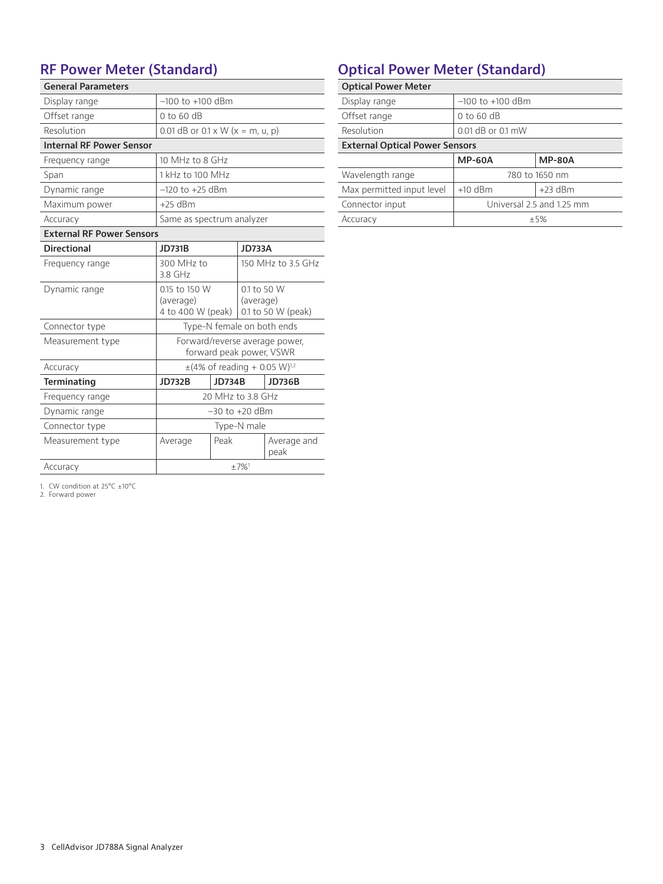## RF Power Meter (Standard)

| General Parameters | | | |
|---|---|---|---|
| Display range | –100 to +100 dBm | | |
| Offset range | 0 to 60 dB | | |
| Resolution | 0.01 dB or 0.1 x W (x = m, u, p) | | |
| **Internal RF Power Sensor** | | | |
| Frequency range | 10 MHz to 8 GHz | | |
| Span | 1 kHz to 100 MHz | | |
| Dynamic range | –120 to +25 dBm | | |
| Maximum power | +25 dBm | | |
| Accuracy | Same as spectrum analyzer | | |
| **External RF Power Sensors** | | | |
| **Directional** | **JD731B** | **JD733A** | |
| Frequency range | 300 MHz to 3.8 GHz | 150 MHz to 3.5 GHz | |
| Dynamic range | 0.15 to 150 W (average) 4 to 400 W (peak) | 0.1 to 50 W (average) 0.1 to 50 W (peak) | |
| Connector type | Type-N female on both ends | | |
| Measurement type | Forward/reverse average power, forward peak power, VSWR | | |
| Accuracy | ±(4% of reading + 0.05 W)[1,2] | | |
| **Terminating** | **JD732B** | **JD734B** | **JD736B** |
| Frequency range | 20 MHz to 3.8 GHz | | |
| Dynamic range | –30 to +20 dBm | | |
| Connector type | Type-N male | | |
| Measurement type | Average | Peak | Average and peak |
| Accuracy | ±7%[1] | | |

1. CW condition at 25°C ±10°C
2. Forward power

## Optical Power Meter (Standard)

| Optical Power Meter | | |
|---|---|---|
| Display range | –100 to +100 dBm | |
| Offset range | 0 to 60 dB | |
| Resolution | 0.01 dB or 0.1 mW | |
| **External Optical Power Sensors** | | |
| | **MP-60A** | **MP-80A** |
| Wavelength range | 780 to 1650 nm | |
| Max permitted input level | +10 dBm | +23 dBm |
| Connector input | Universal 2.5 and 1.25 mm | |
| Accuracy | ±5% | |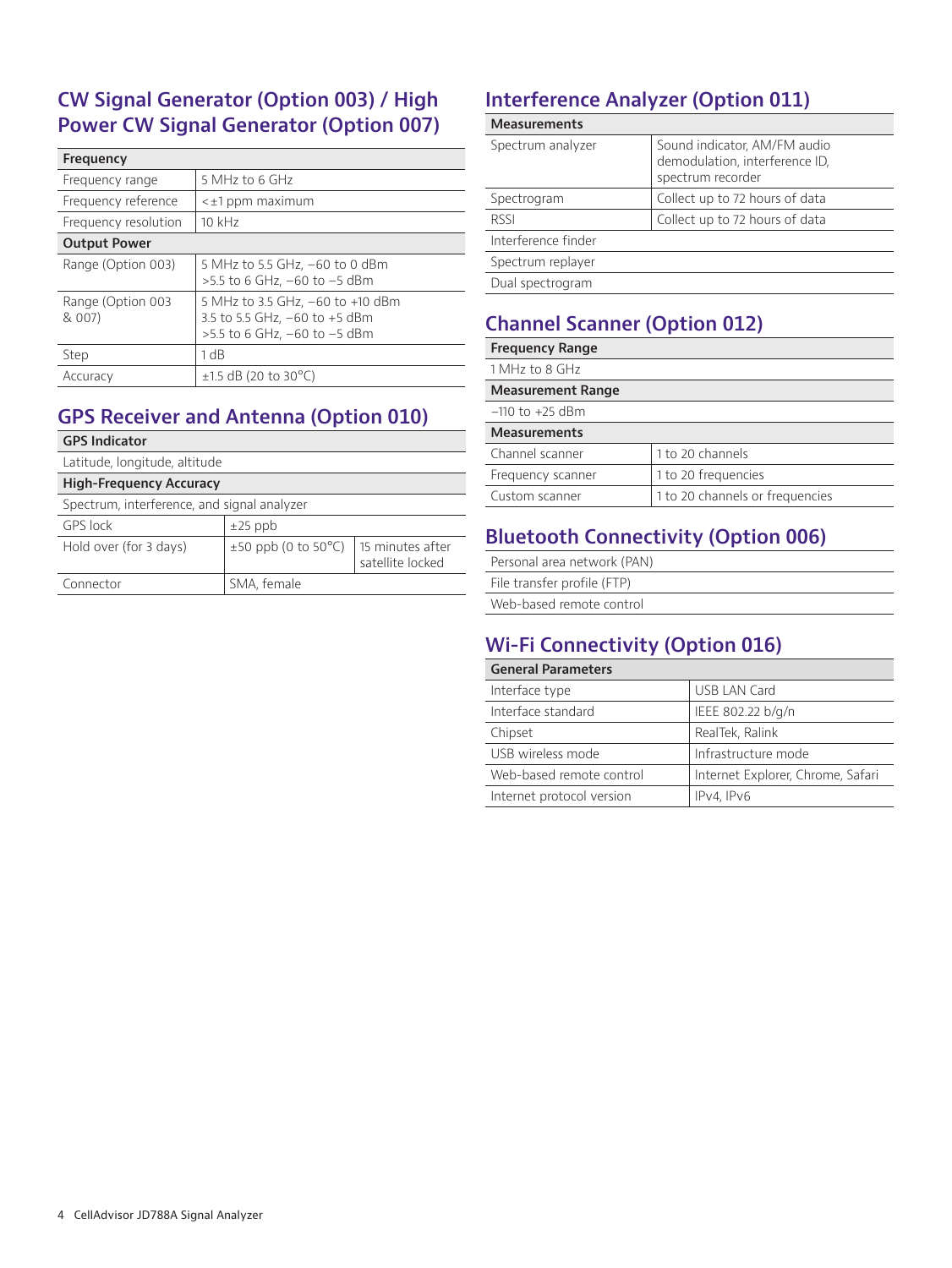## CW Signal Generator (Option 003) / High Power CW Signal Generator (Option 007)

| Frequency | |
|---|---|
| Frequency range | 5 MHz to 6 GHz |
| Frequency reference | <±1 ppm maximum |
| Frequency resolution | 10 kHz |
| **Output Power** | |
| Range (Option 003) | 5 MHz to 5.5 GHz, −60 to 0 dBm<br>>5.5 to 6 GHz, −60 to −5 dBm |
| Range (Option 003 & 007) | 5 MHz to 3.5 GHz, −60 to +10 dBm<br>3.5 to 5.5 GHz, −60 to +5 dBm<br>>5.5 to 6 GHz, −60 to −5 dBm |
| Step | 1 dB |
| Accuracy | ±1.5 dB (20 to 30°C) |

## GPS Receiver and Antenna (Option 010)

| GPS Indicator | | |
|---|---|---|
| Latitude, longitude, altitude | | |
| **High-Frequency Accuracy** | | |
| Spectrum, interference, and signal analyzer | | |
| GPS lock | ±25 ppb | |
| Hold over (for 3 days) | ±50 ppb (0 to 50°C) | 15 minutes after satellite locked |
| Connector | SMA, female | |

## Interference Analyzer (Option 011)

| Measurements | |
|---|---|
| Spectrum analyzer | Sound indicator, AM/FM audio demodulation, interference ID, spectrum recorder |
| Spectrogram | Collect up to 72 hours of data |
| RSSI | Collect up to 72 hours of data |
| Interference finder | |
| Spectrum replayer | |
| Dual spectrogram | |

## Channel Scanner (Option 012)

| Frequency Range | |
|---|---|
| 1 MHz to 8 GHz | |
| **Measurement Range** | |
| −110 to +25 dBm | |
| **Measurements** | |
| Channel scanner | 1 to 20 channels |
| Frequency scanner | 1 to 20 frequencies |
| Custom scanner | 1 to 20 channels or frequencies |

## Bluetooth Connectivity (Option 006)

- Personal area network (PAN)
- File transfer profile (FTP)
- Web-based remote control

## Wi-Fi Connectivity (Option 016)

| General Parameters | |
|---|---|
| Interface type | USB LAN Card |
| Interface standard | IEEE 802.22 b/g/n |
| Chipset | RealTek, Ralink |
| USB wireless mode | Infrastructure mode |
| Web-based remote control | Internet Explorer, Chrome, Safari |
| Internet protocol version | IPv4, IPv6 |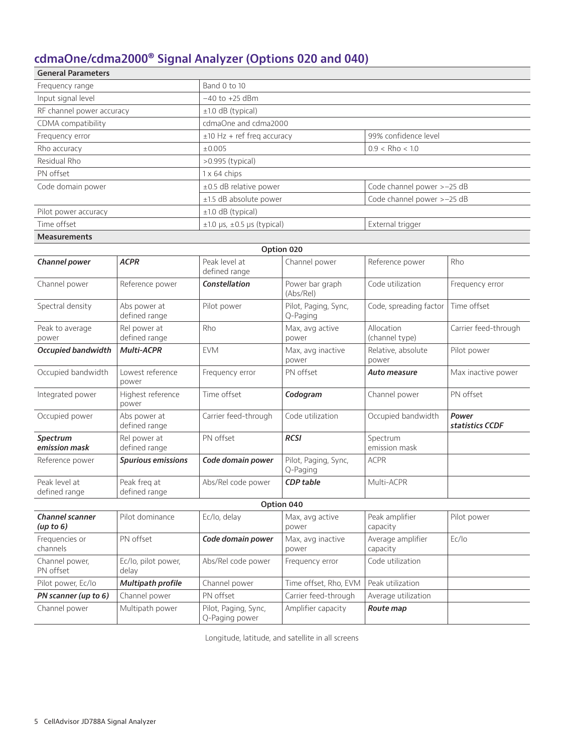## cdmaOne/cdma2000® Signal Analyzer (Options 020 and 040)

| General Parameters | | |
|---|---|---|
| Frequency range | Band 0 to 10 | |
| Input signal level | −40 to +25 dBm | |
| RF channel power accuracy | ±1.0 dB (typical) | |
| CDMA compatibility | cdmaOne and cdma2000 | |
| Frequency error | ±10 Hz + ref freq accuracy | 99% confidence level |
| Rho accuracy | ±0.005 | 0.9 < Rho < 1.0 |
| Residual Rho | >0.995 (typical) | |
| PN offset | 1 x 64 chips | |
| Code domain power | ±0.5 dB relative power | Code channel power >−25 dB |
| | ±1.5 dB absolute power | Code channel power >−25 dB |
| Pilot power accuracy | ±1.0 dB (typical) | |
| Time offset | ±1.0 µs, ±0.5 µs (typical) | External trigger |

**Measurements**

| Option 020 | | | | | |
|---|---|---|---|---|---|
| ***Channel power*** | ***ACPR*** | Peak level at defined range | Channel power | Reference power | Rho |
| Channel power | Reference power | ***Constellation*** | Power bar graph (Abs/Rel) | Code utilization | Frequency error |
| Spectral density | Abs power at defined range | Pilot power | Pilot, Paging, Sync, Q-Paging | Code, spreading factor | Time offset |
| Peak to average power | Rel power at defined range | Rho | Max, avg active power | Allocation (channel type) | Carrier feed-through |
| ***Occupied bandwidth*** | ***Multi-ACPR*** | EVM | Max, avg inactive power | Relative, absolute power | Pilot power |
| Occupied bandwidth | Lowest reference power | Frequency error | PN offset | ***Auto measure*** | Max inactive power |
| Integrated power | Highest reference power | Time offset | ***Codogram*** | Channel power | PN offset |
| Occupied power | Abs power at defined range | Carrier feed-through | Code utilization | Occupied bandwidth | ***Power statistics CCDF*** |
| ***Spectrum emission mask*** | Rel power at defined range | PN offset | ***RCSI*** | Spectrum emission mask | |
| Reference power | ***Spurious emissions*** | ***Code domain power*** | Pilot, Paging, Sync, Q-Paging | ACPR | |
| Peak level at defined range | Peak freq at defined range | Abs/Rel code power | ***CDP table*** | Multi-ACPR | |

| Option 040 | | | | | |
|---|---|---|---|---|---|
| ***Channel scanner (up to 6)*** | Pilot dominance | Ec/Io, delay | Max, avg active power | Peak amplifier capacity | Pilot power |
| Frequencies or channels | PN offset | ***Code domain power*** | Max, avg inactive power | Average amplifier capacity | Ec/Io |
| Channel power, PN offset | Ec/Io, pilot power, delay | Abs/Rel code power | Frequency error | Code utilization | |
| Pilot power, Ec/Io | ***Multipath profile*** | Channel power | Time offset, Rho, EVM | Peak utilization | |
| ***PN scanner (up to 6)*** | Channel power | PN offset | Carrier feed-through | Average utilization | |
| Channel power | Multipath power | Pilot, Paging, Sync, Q-Paging power | Amplifier capacity | ***Route map*** | |

Longitude, latitude, and satellite in all screens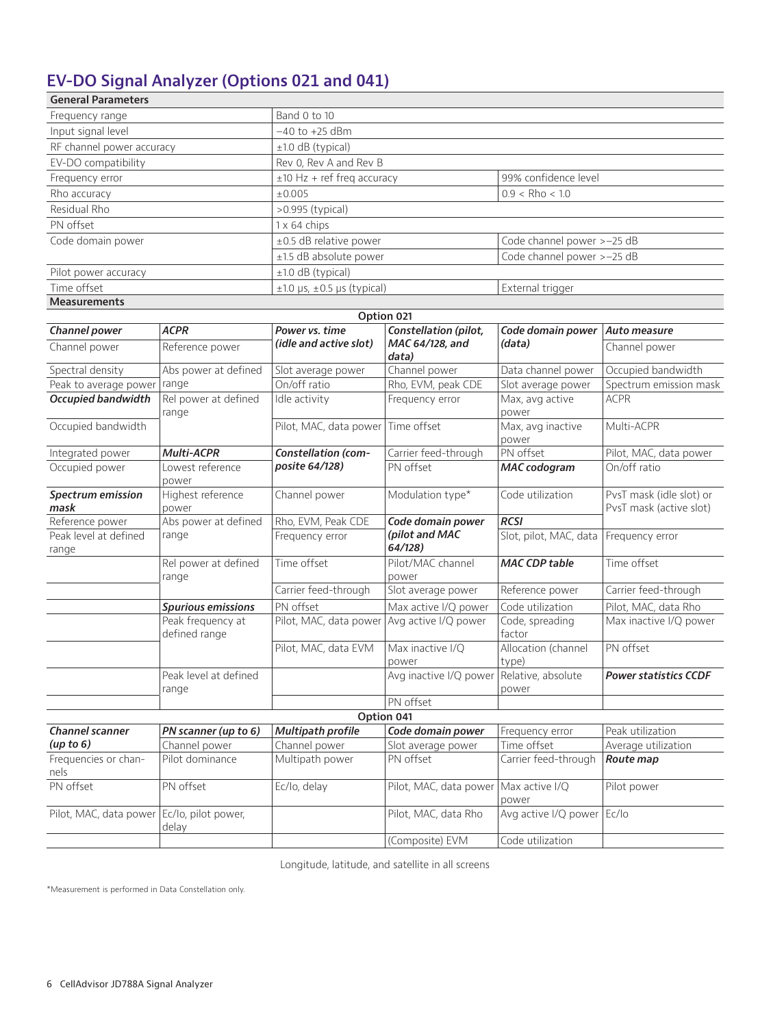## EV-DO Signal Analyzer (Options 021 and 041)

| General Parameters | | |
|---|---|---|
| Frequency range | Band 0 to 10 | |
| Input signal level | –40 to +25 dBm | |
| RF channel power accuracy | ±1.0 dB (typical) | |
| EV-DO compatibility | Rev 0, Rev A and Rev B | |
| Frequency error | ±10 Hz + ref freq accuracy | 99% confidence level |
| Rho accuracy | ±0.005 | 0.9 < Rho < 1.0 |
| Residual Rho | >0.995 (typical) | |
| PN offset | 1 x 64 chips | |
| Code domain power | ±0.5 dB relative power | Code channel power >–25 dB |
| | ±1.5 dB absolute power | Code channel power >–25 dB |
| Pilot power accuracy | ±1.0 dB (typical) | |
| Time offset | ±1.0 μs, ±0.5 μs (typical) | External trigger |

**Measurements**

| Option 021 | | | | | |
|---|---|---|---|---|---|
| ***Channel power*** | ***ACPR*** | ***Power vs. time (idle and active slot)*** | ***Constellation (pilot, MAC 64/128, and data)*** | ***Code domain power (data)*** | ***Auto measure*** |
| Channel power | Reference power | | | | Channel power |
| Spectral density | Abs power at defined range | Slot average power | Channel power | Data channel power | Occupied bandwidth |
| Peak to average power | | On/off ratio | Rho, EVM, peak CDE | Slot average power | Spectrum emission mask |
| ***Occupied bandwidth*** | Rel power at defined range | Idle activity | Frequency error | Max, avg active power | ACPR |
| Occupied bandwidth | | Pilot, MAC, data power | Time offset | Max, avg inactive power | Multi-ACPR |
| Integrated power | ***Multi-ACPR*** | ***Constellation (composite 64/128)*** | Carrier feed-through | PN offset | Pilot, MAC, data power |
| Occupied power | Lowest reference power | | PN offset | ***MAC codogram*** | On/off ratio |
| ***Spectrum emission mask*** | Highest reference power | Channel power | Modulation type* | Code utilization | PvsT mask (idle slot) or PvsT mask (active slot) |
| Reference power | Abs power at defined range | Rho, EVM, Peak CDE | ***Code domain power (pilot and MAC 64/128)*** | ***RCSI*** | |
| Peak level at defined range | | Frequency error | | Slot, pilot, MAC, data | Frequency error |
| | Rel power at defined range | Time offset | Pilot/MAC channel power | ***MAC CDP table*** | Time offset |
| | | Carrier feed-through | Slot average power | Reference power | Carrier feed-through |
| | ***Spurious emissions*** | PN offset | Max active I/Q power | Code utilization | Pilot, MAC, data Rho |
| | Peak frequency at defined range | Pilot, MAC, data power | Avg active I/Q power | Code, spreading factor | Max inactive I/Q power |
| | | Pilot, MAC, data EVM | Max inactive I/Q power | Allocation (channel type) | PN offset |
| | Peak level at defined range | | Avg inactive I/Q power | Relative, absolute power | ***Power statistics CCDF*** |
| | | | PN offset | | |
| **Option 041** | | | | | |
| ***Channel scanner (up to 6)*** | ***PN scanner (up to 6)*** | ***Multipath profile*** | ***Code domain power*** | Frequency error | Peak utilization |
| | Channel power | Channel power | Slot average power | Time offset | Average utilization |
| Frequencies or channels | Pilot dominance | Multipath power | PN offset | Carrier feed-through | ***Route map*** |
| PN offset | PN offset | Ec/Io, delay | Pilot, MAC, data power | Max active I/Q power | Pilot power |
| Pilot, MAC, data power | Ec/Io, pilot power, delay | | Pilot, MAC, data Rho | Avg active I/Q power | Ec/Io |
| | | | (Composite) EVM | Code utilization | |

Longitude, latitude, and satellite in all screens

*Measurement is performed in Data Constellation only.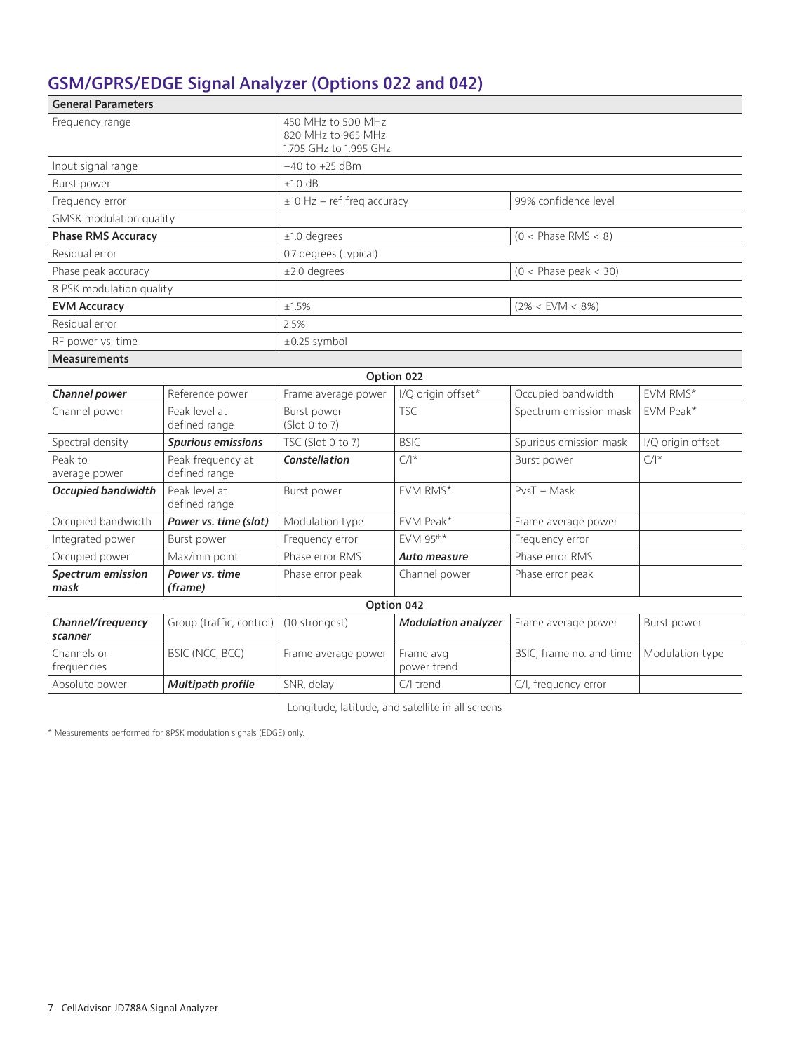## GSM/GPRS/EDGE Signal Analyzer (Options 022 and 042)

| General Parameters | | |
|---|---|---|
| Frequency range | 450 MHz to 500 MHz<br>820 MHz to 965 MHz<br>1.705 GHz to 1.995 GHz | |
| Input signal range | −40 to +25 dBm | |
| Burst power | ±1.0 dB | |
| Frequency error | ±10 Hz + ref freq accuracy | 99% confidence level |
| GMSK modulation quality | | |
| **Phase RMS Accuracy** | ±1.0 degrees | (0 < Phase RMS < 8) |
| Residual error | 0.7 degrees (typical) | |
| Phase peak accuracy | ±2.0 degrees | (0 < Phase peak < 30) |
| 8 PSK modulation quality | | |
| **EVM Accuracy** | ±1.5% | (2% < EVM < 8%) |
| Residual error | 2.5% | |
| RF power vs. time | ±0.25 symbol | |

**Measurements**

| Option 022 | | | | | |
|---|---|---|---|---|---|
| ***Channel power*** | Reference power | Frame average power | I/Q origin offset* | Occupied bandwidth | EVM RMS* |
| Channel power | Peak level at defined range | Burst power (Slot 0 to 7) | TSC | Spectrum emission mask | EVM Peak* |
| Spectral density | ***Spurious emissions*** | TSC (Slot 0 to 7) | BSIC | Spurious emission mask | I/Q origin offset |
| Peak to average power | Peak frequency at defined range | ***Constellation*** | C/I* | Burst power | C/I* |
| ***Occupied bandwidth*** | Peak level at defined range | Burst power | EVM RMS* | PvsT – Mask | |
| Occupied bandwidth | ***Power vs. time (slot)*** | Modulation type | EVM Peak* | Frame average power | |
| Integrated power | Burst power | Frequency error | EVM 95th* | Frequency error | |
| Occupied power | Max/min point | Phase error RMS | ***Auto measure*** | Phase error RMS | |
| ***Spectrum emission mask*** | ***Power vs. time (frame)*** | Phase error peak | Channel power | Phase error peak | |

| Option 042 | | | | | |
|---|---|---|---|---|---|
| ***Channel/frequency scanner*** | Group (traffic, control) | (10 strongest) | ***Modulation analyzer*** | Frame average power | Burst power |
| Channels or frequencies | BSIC (NCC, BCC) | Frame average power | Frame avg power trend | BSIC, frame no. and time | Modulation type |
| Absolute power | ***Multipath profile*** | SNR, delay | C/I trend | C/I, frequency error | |

Longitude, latitude, and satellite in all screens

\* Measurements performed for 8PSK modulation signals (EDGE) only.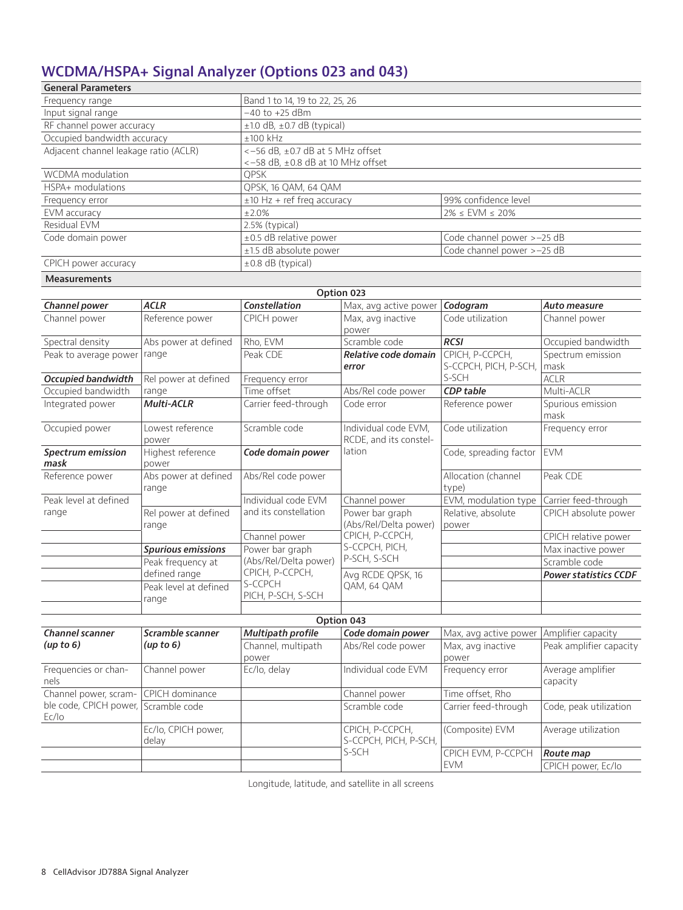## WCDMA/HSPA+ Signal Analyzer (Options 023 and 043)

| General Parameters | | |
|---|---|---|
| Frequency range | Band 1 to 14, 19 to 22, 25, 26 | |
| Input signal range | –40 to +25 dBm | |
| RF channel power accuracy | ±1.0 dB, ±0.7 dB (typical) | |
| Occupied bandwidth accuracy | ±100 kHz | |
| Adjacent channel leakage ratio (ACLR) | <–56 dB, ±0.7 dB at 5 MHz offset<br><–58 dB, ±0.8 dB at 10 MHz offset | |
| WCDMA modulation | QPSK | |
| HSPA+ modulations | QPSK, 16 QAM, 64 QAM | |
| Frequency error | ±10 Hz + ref freq accuracy | 99% confidence level |
| EVM accuracy | ±2.0% | 2% ≤ EVM ≤ 20% |
| Residual EVM | 2.5% (typical) | |
| Code domain power | ±0.5 dB relative power | Code channel power >–25 dB |
| | ±1.5 dB absolute power | Code channel power >–25 dB |
| CPICH power accuracy | ±0.8 dB (typical) | |

### Measurements

**Option 023**

| Channel power | ACLR | Constellation | Max, avg active power | Codogram | Auto measure |
|---|---|---|---|---|---|
| Channel power | Reference power | CPICH power | Max, avg inactive power | Code utilization | Channel power |
| Spectral density | Abs power at defined range | Rho, EVM | Scramble code | ***RCSI*** | Occupied bandwidth |
| Peak to average power | | Peak CDE | ***Relative code domain error*** | CPICH, P-CCPCH, S-CCPCH, PICH, P-SCH, S-SCH | Spectrum emission mask |
| ***Occupied bandwidth*** | Rel power at defined range | Frequency error | | | ACLR |
| Occupied bandwidth | | Time offset | Abs/Rel code power | ***CDP table*** | Multi-ACLR |
| Integrated power | ***Multi-ACLR*** | Carrier feed-through | Code error | Reference power | Spurious emission mask |
| Occupied power | Lowest reference power | Scramble code | Individual code EVM, RCDE, and its constellation | Code utilization | Frequency error |
| ***Spectrum emission mask*** | Highest reference power | ***Code domain power*** | | Code, spreading factor | EVM |
| Reference power | Abs power at defined range | Abs/Rel code power | | Allocation (channel type) | Peak CDE |
| Peak level at defined range | | Individual code EVM and its constellation | Channel power | EVM, modulation type | Carrier feed-through |
| | Rel power at defined range | | Power bar graph (Abs/Rel/Delta power) | Relative, absolute power | CPICH absolute power |
| | | Channel power | CPICH, P-CCPCH, S-CCPCH, PICH, P-SCH, S-SCH | | CPICH relative power |
| | ***Spurious emissions*** | Power bar graph (Abs/Rel/Delta power) | | | Max inactive power |
| | Peak frequency at defined range | CPICH, P-CCPCH, S-CCPCH | | | Scramble code |
| | | PICH, P-SCH, S-SCH | Avg RCDE QPSK, 16 QAM, 64 QAM | | ***Power statistics CCDF*** |
| | Peak level at defined range | | | | |

**Option 043**

| Channel scanner (up to 6) | Scramble scanner (up to 6) | Multipath profile | Code domain power | Max, avg active power | Amplifier capacity |
|---|---|---|---|---|---|
| | | Channel, multipath power | Abs/Rel code power | Max, avg inactive power | Peak amplifier capacity |
| Frequencies or channels | Channel power | Ec/Io, delay | Individual code EVM | Frequency error | Average amplifier capacity |
| Channel power, scramble code, CPICH power, Ec/Io | CPICH dominance | | Channel power | Time offset, Rho | |
| | Scramble code | | Scramble code | Carrier feed-through | Code, peak utilization |
| | Ec/Io, CPICH power, delay | | CPICH, P-CCPCH, S-CCPCH, PICH, P-SCH, S-SCH | (Composite) EVM | Average utilization |
| | | | | CPICH EVM, P-CCPCH EVM | ***Route map*** |
| | | | | | CPICH power, Ec/Io |

Longitude, latitude, and satellite in all screens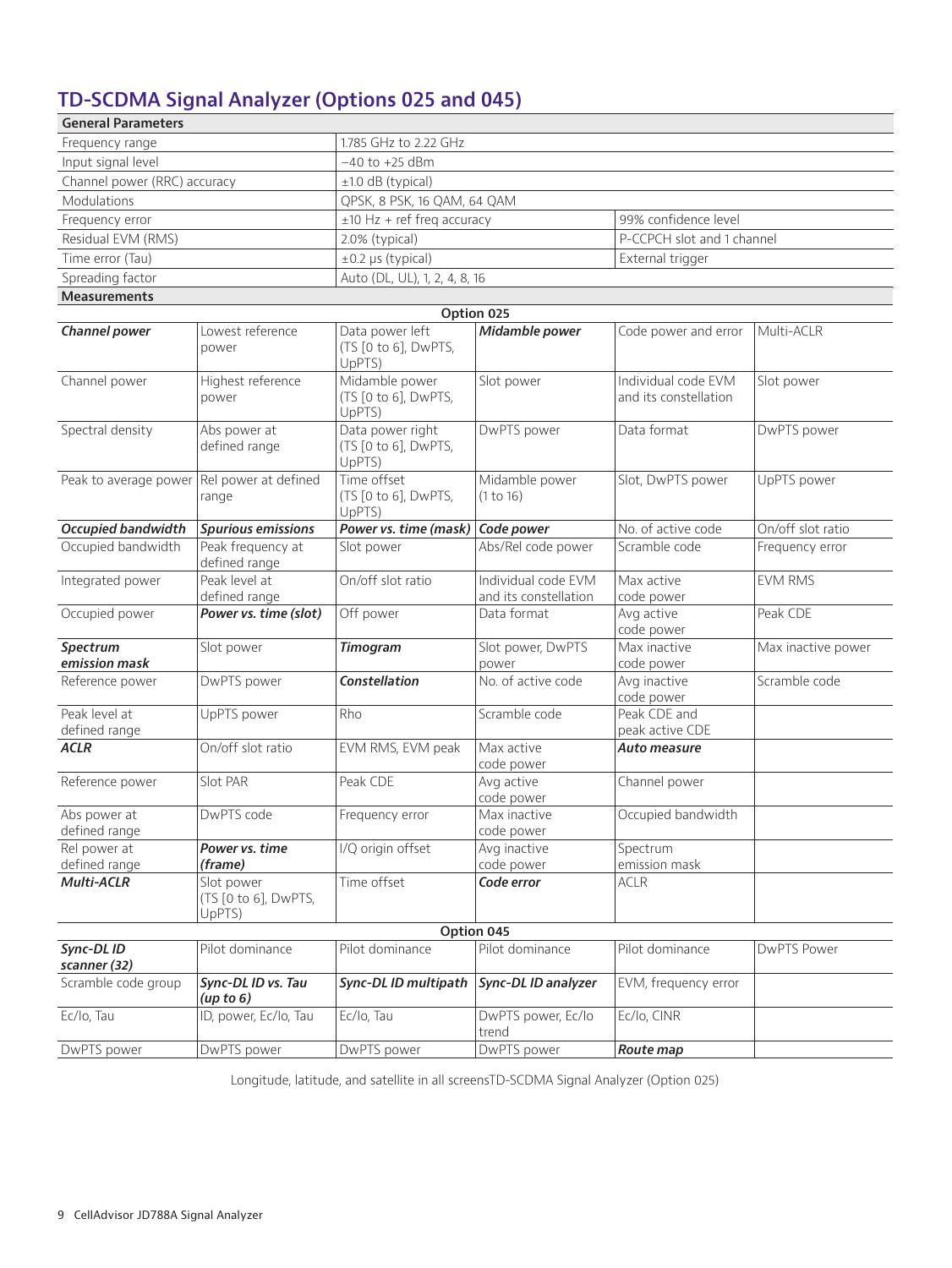## TD-SCDMA Signal Analyzer (Options 025 and 045)

| General Parameters | | |
|---|---|---|
| Frequency range | 1.785 GHz to 2.22 GHz | |
| Input signal level | −40 to +25 dBm | |
| Channel power (RRC) accuracy | ±1.0 dB (typical) | |
| Modulations | QPSK, 8 PSK, 16 QAM, 64 QAM | |
| Frequency error | ±10 Hz + ref freq accuracy | 99% confidence level |
| Residual EVM (RMS) | 2.0% (typical) | P-CCPCH slot and 1 channel |
| Time error (Tau) | ±0.2 μs (typical) | External trigger |
| Spreading factor | Auto (DL, UL), 1, 2, 4, 8, 16 | |

**Measurements**

| Option 025 | | | | | |
|---|---|---|---|---|---|
| ***Channel power*** | Lowest reference power | Data power left (TS [0 to 6], DwPTS, UpPTS) | ***Midamble power*** | Code power and error | Multi-ACLR |
| Channel power | Highest reference power | Midamble power (TS [0 to 6], DwPTS, UpPTS) | Slot power | Individual code EVM and its constellation | Slot power |
| Spectral density | Abs power at defined range | Data power right (TS [0 to 6], DwPTS, UpPTS) | DwPTS power | Data format | DwPTS power |
| Peak to average power | Rel power at defined range | Time offset (TS [0 to 6], DwPTS, UpPTS) | Midamble power (1 to 16) | Slot, DwPTS power | UpPTS power |
| ***Occupied bandwidth*** | ***Spurious emissions*** | ***Power vs. time (mask)*** | ***Code power*** | No. of active code | On/off slot ratio |
| Occupied bandwidth | Peak frequency at defined range | Slot power | Abs/Rel code power | Scramble code | Frequency error |
| Integrated power | Peak level at defined range | On/off slot ratio | Individual code EVM and its constellation | Max active code power | EVM RMS |
| Occupied power | ***Power vs. time (slot)*** | Off power | Data format | Avg active code power | Peak CDE |
| ***Spectrum emission mask*** | Slot power | ***Timogram*** | Slot power, DwPTS power | Max inactive code power | Max inactive power |
| Reference power | DwPTS power | ***Constellation*** | No. of active code | Avg inactive code power | Scramble code |
| Peak level at defined range | UpPTS power | Rho | Scramble code | Peak CDE and peak active CDE | |
| ***ACLR*** | On/off slot ratio | EVM RMS, EVM peak | Max active code power | ***Auto measure*** | |
| Reference power | Slot PAR | Peak CDE | Avg active code power | Channel power | |
| Abs power at defined range | DwPTS code | Frequency error | Max inactive code power | Occupied bandwidth | |
| Rel power at defined range | ***Power vs. time (frame)*** | I/Q origin offset | Avg inactive code power | Spectrum emission mask | |
| ***Multi-ACLR*** | Slot power (TS [0 to 6], DwPTS, UpPTS) | Time offset | ***Code error*** | ACLR | |
| **Option 045** | | | | | |
| ***Sync-DL ID scanner (32)*** | Pilot dominance | Pilot dominance | Pilot dominance | Pilot dominance | DwPTS Power |
| Scramble code group | ***Sync-DL ID vs. Tau (up to 6)*** | ***Sync-DL ID multipath*** | ***Sync-DL ID analyzer*** | EVM, frequency error | |
| Ec/Io, Tau | ID, power, Ec/Io, Tau | Ec/Io, Tau | DwPTS power, Ec/Io trend | Ec/Io, CINR | |
| DwPTS power | DwPTS power | DwPTS power | DwPTS power | ***Route map*** | |

Longitude, latitude, and satellite in all screensTD-SCDMA Signal Analyzer (Option 025)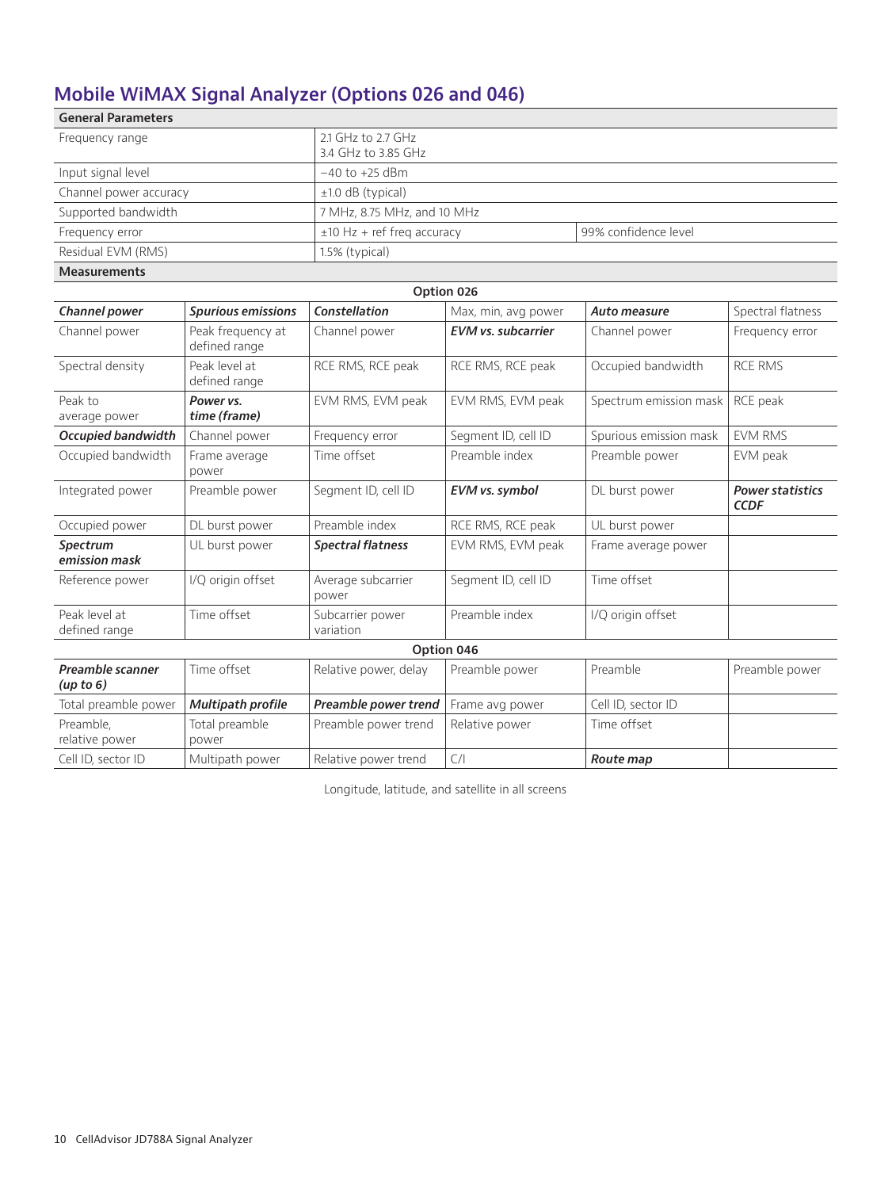## Mobile WiMAX Signal Analyzer (Options 026 and 046)

| General Parameters | | |
|---|---|---|
| Frequency range | 2.1 GHz to 2.7 GHz<br>3.4 GHz to 3.85 GHz | |
| Input signal level | −40 to +25 dBm | |
| Channel power accuracy | ±1.0 dB (typical) | |
| Supported bandwidth | 7 MHz, 8.75 MHz, and 10 MHz | |
| Frequency error | ±10 Hz + ref freq accuracy | 99% confidence level |
| Residual EVM (RMS) | 1.5% (typical) | |

**Measurements**

| Option 026 | | | | | |
|---|---|---|---|---|---|
| ***Channel power*** | ***Spurious emissions*** | ***Constellation*** | Max, min, avg power | ***Auto measure*** | Spectral flatness |
| Channel power | Peak frequency at defined range | Channel power | ***EVM vs. subcarrier*** | Channel power | Frequency error |
| Spectral density | Peak level at defined range | RCE RMS, RCE peak | RCE RMS, RCE peak | Occupied bandwidth | RCE RMS |
| Peak to average power | ***Power vs. time (frame)*** | EVM RMS, EVM peak | EVM RMS, EVM peak | Spectrum emission mask | RCE peak |
| ***Occupied bandwidth*** | Channel power | Frequency error | Segment ID, cell ID | Spurious emission mask | EVM RMS |
| Occupied bandwidth | Frame average power | Time offset | Preamble index | Preamble power | EVM peak |
| Integrated power | Preamble power | Segment ID, cell ID | ***EVM vs. symbol*** | DL burst power | ***Power statistics CCDF*** |
| Occupied power | DL burst power | Preamble index | RCE RMS, RCE peak | UL burst power | |
| ***Spectrum emission mask*** | UL burst power | ***Spectral flatness*** | EVM RMS, EVM peak | Frame average power | |
| Reference power | I/Q origin offset | Average subcarrier power | Segment ID, cell ID | Time offset | |
| Peak level at defined range | Time offset | Subcarrier power variation | Preamble index | I/Q origin offset | |

| Option 046 | | | | | |
|---|---|---|---|---|---|
| ***Preamble scanner (up to 6)*** | Time offset | Relative power, delay | Preamble power | Preamble | Preamble power |
| Total preamble power | ***Multipath profile*** | ***Preamble power trend*** | Frame avg power | Cell ID, sector ID | |
| Preamble, relative power | Total preamble power | Preamble power trend | Relative power | Time offset | |
| Cell ID, sector ID | Multipath power | Relative power trend | C/I | ***Route map*** | |

Longitude, latitude, and satellite in all screens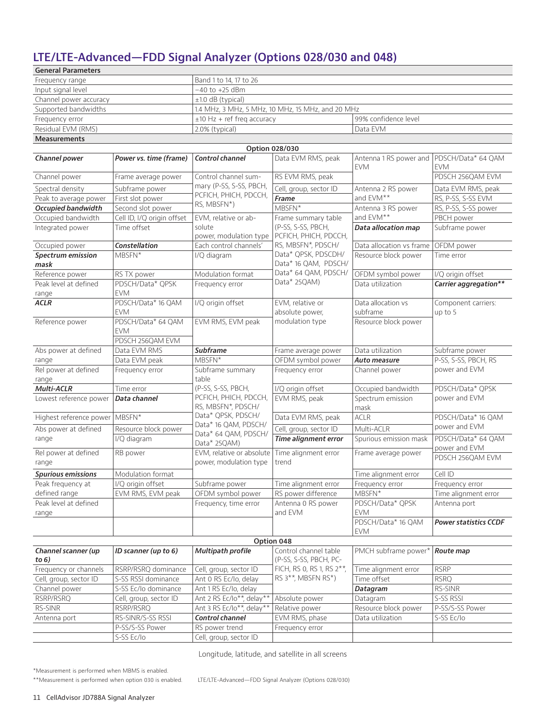## LTE/LTE-Advanced—FDD Signal Analyzer (Options 028/030 and 048)

| General Parameters | | |
|---|---|---|
| Frequency range | Band 1 to 14, 17 to 26 | |
| Input signal level | –40 to +25 dBm | |
| Channel power accuracy | ±1.0 dB (typical) | |
| Supported bandwidths | 1.4 MHz, 3 MHz, 5 MHz, 10 MHz, 15 MHz, and 20 MHz | |
| Frequency error | ±10 Hz + ref freq accuracy | 99% confidence level |
| Residual EVM (RMS) | 2.0% (typical) | Data EVM |

**Measurements**

**Option 028/030**

| | | | | | |
|---|---|---|---|---|---|
| ***Channel power*** | ***Power vs. time (frame)*** | ***Control channel*** | Data EVM RMS, peak | Antenna 1 RS power and EVM | PDSCH/Data* 64 QAM EVM |
| Channel power | Frame average power | Control channel summary (P-SS, S-SS, PBCH, PCFICH, PHICH, PDCCH, RS, MBSFN*) | RS EVM RMS, peak | | PDSCH 256QAM EVM |
| Spectral density | Subframe power | | Cell, group, sector ID | Antenna 2 RS power and EVM** | Data EVM RMS, peak |
| Peak to average power | First slot power | | ***Frame*** | | RS, P-SS, S-SS EVM |
| ***Occupied bandwidth*** | Second slot power | | MBSFN* | Antenna 3 RS power and EVM** | RS, P-SS, S-SS power |
| Occupied bandwidth | Cell ID, I/Q origin offset | EVM, relative or absolute power, modulation type | Frame summary table (P-SS, S-SS, PBCH, PCFICH, PHICH, PDCCH, RS, MBSFN*, PDSCH/Data* QPSK, PDSCDH/Data* 16 QAM, PDSCH/Data* 64 QAM, PDSCH/Data* 25QAM) | | PBCH power |
| Integrated power | Time offset | | | ***Data allocation map*** | Subframe power |
| Occupied power | ***Constellation*** | Each control channels' | | Data allocation vs frame | OFDM power |
| ***Spectrum emission mask*** | MBSFN* | I/Q diagram | | Resource block power | Time error |
| Reference power | RS TX power | Modulation format | | OFDM symbol power | I/Q origin offset |
| Peak level at defined range | PDSCH/Data* QPSK EVM | Frequency error | | Data utilization | ***Carrier aggregation**** |
| ***ACLR*** | PDSCH/Data* 16 QAM EVM | I/Q origin offset | EVM, relative or absolute power, modulation type | Data allocation vs subframe | Component carriers: up to 5 |
| Reference power | PDSCH/Data* 64 QAM EVM<br>PDSCH 256QAM EVM | EVM RMS, EVM peak | | Resource block power | |
| Abs power at defined range | Data EVM RMS | ***Subframe*** | Frame average power | Data utilization | Subframe power |
| | Data EVM peak | MBSFN* | OFDM symbol power | ***Auto measure*** | P-SS, S-SS, PBCH, RS power and EVM |
| Rel power at defined range | Frequency error | Subframe summary table (P-SS, S-SS, PBCH, PCFICH, PHICH, PDCCH, RS, MBSFN*, PDSCH/Data* QPSK, PDSCH/Data* 16 QAM, PDSCH/Data* 64 QAM, PDSCH/Data* 25QAM) | Frequency error | Channel power | |
| ***Multi-ACLR*** | Time error | | I/Q origin offset | Occupied bandwidth | PDSCH/Data* QPSK power and EVM |
| Lowest reference power | ***Data channel*** | | EVM RMS, peak | Spectrum emission mask | |
| Highest reference power | MBSFN* | | Data EVM RMS, peak | ACLR | PDSCH/Data* 16 QAM power and EVM |
| Abs power at defined range | Resource block power | | Cell, group, sector ID | Multi-ACLR | |
| | I/Q diagram | | ***Time alignment error*** | Spurious emission mask | PDSCH/Data* 64 QAM power and EVM |
| Rel power at defined range | RB power | EVM, relative or absolute power, modulation type | Time alignment error trend | Frame average power | PDSCH 256QAM EVM |
| ***Spurious emissions*** | Modulation format | | | Time alignment error | Cell ID |
| Peak frequency at defined range | I/Q origin offset | Subframe power | Time alignment error | Frequency error | Frequency error |
| | EVM RMS, EVM peak | OFDM symbol power | RS power difference | MBSFN* | Time alignment error |
| Peak level at defined range | | Frequency, time error | Antenna 0 RS power and EVM | PDSCH/Data* QPSK EVM | Antenna port |
| | | | | PDSCH/Data* 16 QAM EVM | ***Power statistics CCDF*** |

**Option 048**

| | | | | | |
|---|---|---|---|---|---|
| ***Channel scanner (up to 6)*** | ***ID scanner (up to 6)*** | ***Multipath profile*** | Control channel table (P-SS, S-SS, PBCH, PCFICH, RS 0, RS 1, RS 2**, RS 3**, MBSFN RS*) | PMCH subframe power* | ***Route map*** |
| Frequency or channels | RSRP/RSRQ dominance | Cell, group, sector ID | | Time alignment error | RSRP |
| Cell, group, sector ID | S-SS RSSI dominance | Ant 0 RS Ec/Io, delay | | Time offset | RSRQ |
| Channel power | S-SS Ec/Io dominance | Ant 1 RS Ec/Io, delay | | ***Datagram*** | RS-SINR |
| RSRP/RSRQ | Cell, group, sector ID | Ant 2 RS Ec/Io**, delay** | Absolute power | Datagram | S-SS RSSI |
| RS-SINR | RSRP/RSRQ | Ant 3 RS Ec/Io**, delay** | Relative power | Resource block power | P-SS/S-SS Power |
| Antenna port | RS-SINR/S-SS RSSI | ***Control channel*** | EVM RMS, phase | Data utilization | S-SS Ec/Io |
| | P-SS/S-SS Power | RS power trend | Frequency error | | |
| | S-SS Ec/Io | Cell, group, sector ID | | | |

Longitude, latitude, and satellite in all screens

*Measurement is performed when MBMS is enabled.

**Measurement is performed when option 030 is enabled.

LTE/LTE-Advanced—FDD Signal Analyzer (Options 028/030)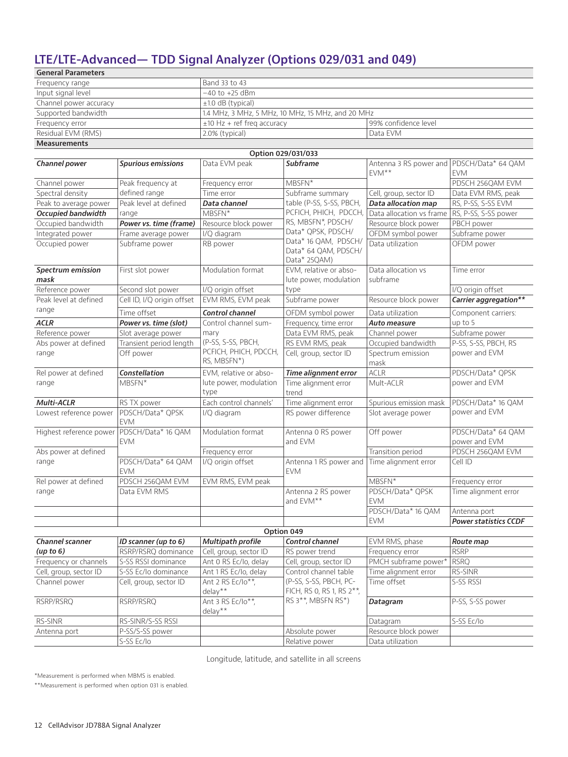## LTE/LTE-Advanced— TDD Signal Analyzer (Options 029/031 and 049)

| General Parameters | | |
|---|---|---|
| Frequency range | Band 33 to 43 | |
| Input signal level | −40 to +25 dBm | |
| Channel power accuracy | ±1.0 dB (typical) | |
| Supported bandwidth | 1.4 MHz, 3 MHz, 5 MHz, 10 MHz, 15 MHz, and 20 MHz | |
| Frequency error | ±10 Hz + ref freq accuracy | 99% confidence level |
| Residual EVM (RMS) | 2.0% (typical) | Data EVM |

**Measurements**

| Option 029/031/033 | | | | | |
|---|---|---|---|---|---|
| ***Channel power*** | ***Spurious emissions*** | Data EVM peak | ***Subframe*** | Antenna 3 RS power and EVM** | PDSCH/Data* 64 QAM EVM |
| Channel power | Peak frequency at defined range | Frequency error | MBSFN* | | PDSCH 256QAM EVM |
| Spectral density | | Time error | Subframe summary table (P-SS, S-SS, PBCH, PCFICH, PHICH, PDCCH, RS, MBSFN*, PDSCH/Data* QPSK, PDSCH/Data* 16 QAM, PDSCH/Data* 64 QAM, PDSCH/Data* 25QAM) | Cell, group, sector ID | Data EVM RMS, peak |
| Peak to average power | Peak level at defined range | ***Data channel*** | | ***Data allocation map*** | RS, P-SS, S-SS EVM |
| ***Occupied bandwidth*** | | MBSFN* | | Data allocation vs frame | RS, P-SS, S-SS power |
| Occupied bandwidth | ***Power vs. time (frame)*** | Resource block power | | Resource block power | PBCH power |
| Integrated power | Frame average power | I/Q diagram | | OFDM symbol power | Subframe power |
| Occupied power | Subframe power | RB power | | Data utilization | OFDM power |
| ***Spectrum emission mask*** | First slot power | Modulation format | EVM, relative or absolute power, modulation type | Data allocation vs subframe | Time error |
| Reference power | Second slot power | I/Q origin offset | | | I/Q origin offset |
| Peak level at defined range | Cell ID, I/Q origin offset | EVM RMS, EVM peak | Subframe power | Resource block power | ***Carrier aggregation**** |
| | Time offset | ***Control channel*** | OFDM symbol power | Data utilization | Component carriers: up to 5 |
| ***ACLR*** | ***Power vs. time (slot)*** | Control channel summary (P-SS, S-SS, PBCH, PCFICH, PHICH, PDCCH, RS, MBSFN*) | Frequency, time error | ***Auto measure*** | |
| Reference power | Slot average power | | Data EVM RMS, peak | Channel power | Subframe power |
| Abs power at defined range | Transient period length | | RS EVM RMS, peak | Occupied bandwidth | P-SS, S-SS, PBCH, RS power and EVM |
| | Off power | | Cell, group, sector ID | Spectrum emission mask | |
| Rel power at defined range | ***Constellation*** | EVM, relative or absolute power, modulation type | ***Time alignment error*** | ACLR | PDSCH/Data* QPSK power and EVM |
| | MBSFN* | | Time alignment error trend | Mult-ACLR | |
| ***Multi-ACLR*** | RS TX power | Each control channels' | Time alignment error | Spurious emission mask | PDSCH/Data* 16 QAM power and EVM |
| Lowest reference power | PDSCH/Data* QPSK EVM | I/Q diagram | RS power difference | Slot average power | |
| Highest reference power | PDSCH/Data* 16 QAM EVM | Modulation format | Antenna 0 RS power and EVM | Off power | PDSCH/Data* 64 QAM power and EVM |
| Abs power at defined range | | Frequency error | | Transition period | PDSCH 256QAM EVM |
| | PDSCH/Data* 64 QAM EVM | I/Q origin offset | Antenna 1 RS power and EVM | Time alignment error | Cell ID |
| Rel power at defined range | PDSCH 256QAM EVM | EVM RMS, EVM peak | | MBSFN* | Frequency error |
| | Data EVM RMS | | Antenna 2 RS power and EVM** | PDSCH/Data* QPSK EVM | Time alignment error |
| | | | | PDSCH/Data* 16 QAM EVM | Antenna port |
| | | | | | ***Power statistics CCDF*** |

| Option 049 | | | | | |
|---|---|---|---|---|---|
| ***Channel scanner (up to 6)*** | ***ID scanner (up to 6)*** | ***Multipath profile*** | ***Control channel*** | EVM RMS, phase | ***Route map*** |
| | RSRP/RSRQ dominance | Cell, group, sector ID | RS power trend | Frequency error | RSRP |
| Frequency or channels | S-SS RSSI dominance | Ant 0 RS Ec/Io, delay | Cell, group, sector ID | PMCH subframe power* | RSRQ |
| Cell, group, sector ID | S-SS Ec/Io dominance | Ant 1 RS Ec/Io, delay | Control channel table (P-SS, S-SS, PBCH, PCFICH, RS 0, RS 1, RS 2**, RS 3**, MBSFN RS*) | Time alignment error | RS-SINR |
| Channel power | Cell, group, sector ID | Ant 2 RS Ec/Io**, delay** | | Time offset | S-SS RSSI |
| RSRP/RSRQ | RSRP/RSRQ | Ant 3 RS Ec/Io**, delay** | | ***Datagram*** | P-SS, S-SS power |
| RS-SINR | RS-SINR/S-SS RSSI | | | Datagram | S-SS Ec/Io |
| Antenna port | P-SS/S-SS power | | Absolute power | Resource block power | |
| | S-SS Ec/Io | | Relative power | Data utilization | |

Longitude, latitude, and satellite in all screens

*Measurement is performed when MBMS is enabled.

**Measurement is performed when option 031 is enabled.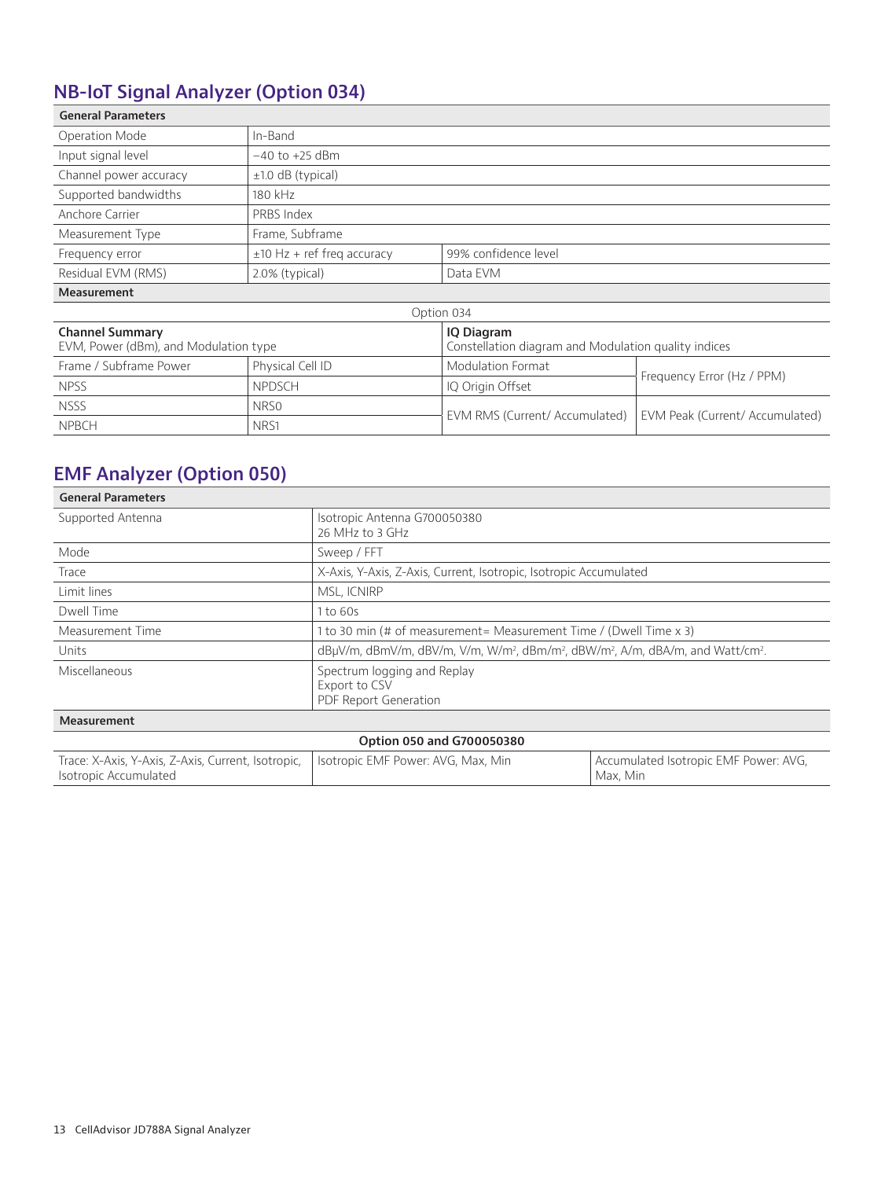## NB-IoT Signal Analyzer (Option 034)

| General Parameters | | |
|---|---|---|
| Operation Mode | In-Band | |
| Input signal level | −40 to +25 dBm | |
| Channel power accuracy | ±1.0 dB (typical) | |
| Supported bandwidths | 180 kHz | |
| Anchore Carrier | PRBS Index | |
| Measurement Type | Frame, Subframe | |
| Frequency error | ±10 Hz + ref freq accuracy | 99% confidence level |
| Residual EVM (RMS) | 2.0% (typical) | Data EVM |

**Measurement**

| Option 034 | | | |
|---|---|---|---|
| **Channel Summary** EVM, Power (dBm), and Modulation type | | **IQ Diagram** Constellation diagram and Modulation quality indices | |
| Frame / Subframe Power | Physical Cell ID | Modulation Format | Frequency Error (Hz / PPM) |
| NPSS | NPDSCH | IQ Origin Offset | |
| NSSS | NRS0 | EVM RMS (Current/ Accumulated) | EVM Peak (Current/ Accumulated) |
| NPBCH | NRS1 | | |

## EMF Analyzer (Option 050)

| General Parameters | |
|---|---|
| Supported Antenna | Isotropic Antenna G700050380<br>26 MHz to 3 GHz |
| Mode | Sweep / FFT |
| Trace | X-Axis, Y-Axis, Z-Axis, Current, Isotropic, Isotropic Accumulated |
| Limit lines | MSL, ICNIRP |
| Dwell Time | 1 to 60s |
| Measurement Time | 1 to 30 min (# of measurement= Measurement Time / (Dwell Time x 3) |
| Units | dBμV/m, dBmV/m, dBV/m, V/m, W/m², dBm/m², dBW/m², A/m, dBA/m, and Watt/cm². |
| Miscellaneous | Spectrum logging and Replay<br>Export to CSV<br>PDF Report Generation |

**Measurement**

| Option 050 and G700050380 | | |
|---|---|---|
| Trace: X-Axis, Y-Axis, Z-Axis, Current, Isotropic, Isotropic Accumulated | Isotropic EMF Power: AVG, Max, Min | Accumulated Isotropic EMF Power: AVG, Max, Min |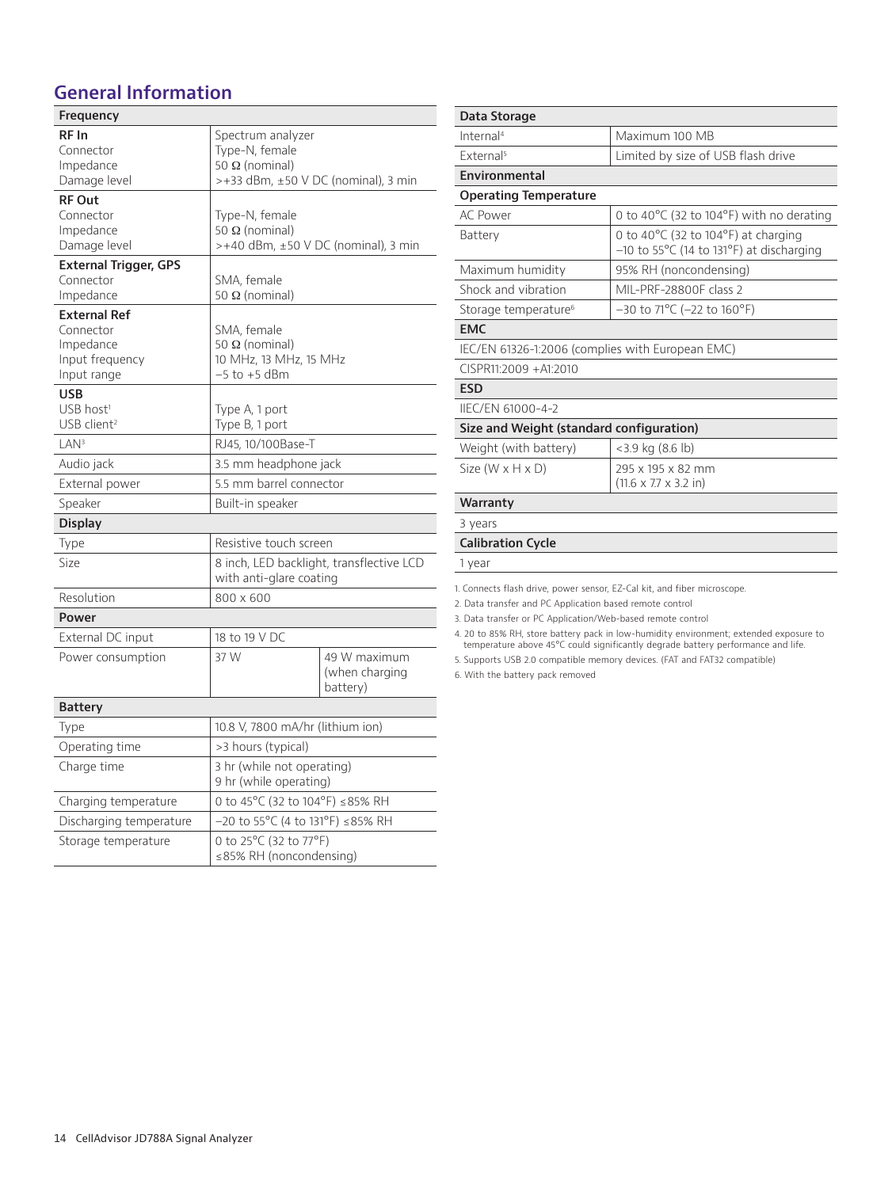## General Information

| Frequency | | |
|---|---|---|
| **RF In** | Spectrum analyzer | |
| Connector | Type-N, female | |
| Impedance | 50 Ω (nominal) | |
| Damage level | >+33 dBm, ±50 V DC (nominal), 3 min | |
| **RF Out** | | |
| Connector | Type-N, female | |
| Impedance | 50 Ω (nominal) | |
| Damage level | >+40 dBm, ±50 V DC (nominal), 3 min | |
| **External Trigger, GPS** | | |
| Connector | SMA, female | |
| Impedance | 50 Ω (nominal) | |
| **External Ref** | | |
| Connector | SMA, female | |
| Impedance | 50 Ω (nominal) | |
| Input frequency | 10 MHz, 13 MHz, 15 MHz | |
| Input range | –5 to +5 dBm | |
| **USB** | | |
| USB host[1] | Type A, 1 port | |
| USB client[2] | Type B, 1 port | |
| LAN[3] | RJ45, 10/100Base-T | |
| Audio jack | 3.5 mm headphone jack | |
| External power | 5.5 mm barrel connector | |
| Speaker | Built-in speaker | |
| **Display** | | |
| Type | Resistive touch screen | |
| Size | 8 inch, LED backlight, transflective LCD with anti-glare coating | |
| Resolution | 800 x 600 | |
| **Power** | | |
| External DC input | 18 to 19 V DC | |
| Power consumption | 37 W | 49 W maximum (when charging battery) |
| **Battery** | | |
| Type | 10.8 V, 7800 mA/hr (lithium ion) | |
| Operating time | >3 hours (typical) | |
| Charge time | 3 hr (while not operating)<br>9 hr (while operating) | |
| Charging temperature | 0 to 45°C (32 to 104°F) ≤85% RH | |
| Discharging temperature | –20 to 55°C (4 to 131°F) ≤85% RH | |
| Storage temperature | 0 to 25°C (32 to 77°F)<br>≤85% RH (noncondensing) | |

| Data Storage | |
|---|---|
| Internal[4] | Maximum 100 MB |
| External[5] | Limited by size of USB flash drive |
| **Environmental** | |
| **Operating Temperature** | |
| AC Power | 0 to 40°C (32 to 104°F) with no derating |
| Battery | 0 to 40°C (32 to 104°F) at charging<br>–10 to 55°C (14 to 131°F) at discharging |
| Maximum humidity | 95% RH (noncondensing) |
| Shock and vibration | MIL-PRF-28800F class 2 |
| Storage temperature[6] | –30 to 71°C (–22 to 160°F) |
| **EMC** | |
| IEC/EN 61326-1:2006 (complies with European EMC) | |
| CISPR11:2009 +A1:2010 | |
| **ESD** | |
| IIEC/EN 61000-4-2 | |
| **Size and Weight (standard configuration)** | |
| Weight (with battery) | <3.9 kg (8.6 lb) |
| Size (W x H x D) | 295 x 195 x 82 mm<br>(11.6 x 7.7 x 3.2 in) |
| **Warranty** | |
| 3 years | |
| **Calibration Cycle** | |
| 1 year | |

1. Connects flash drive, power sensor, EZ-Cal kit, and fiber microscope.
2. Data transfer and PC Application based remote control
3. Data transfer or PC Application/Web-based remote control
4. 20 to 85% RH, store battery pack in low-humidity environment; extended exposure to temperature above 45°C could significantly degrade battery performance and life.
5. Supports USB 2.0 compatible memory devices. (FAT and FAT32 compatible)
6. With the battery pack removed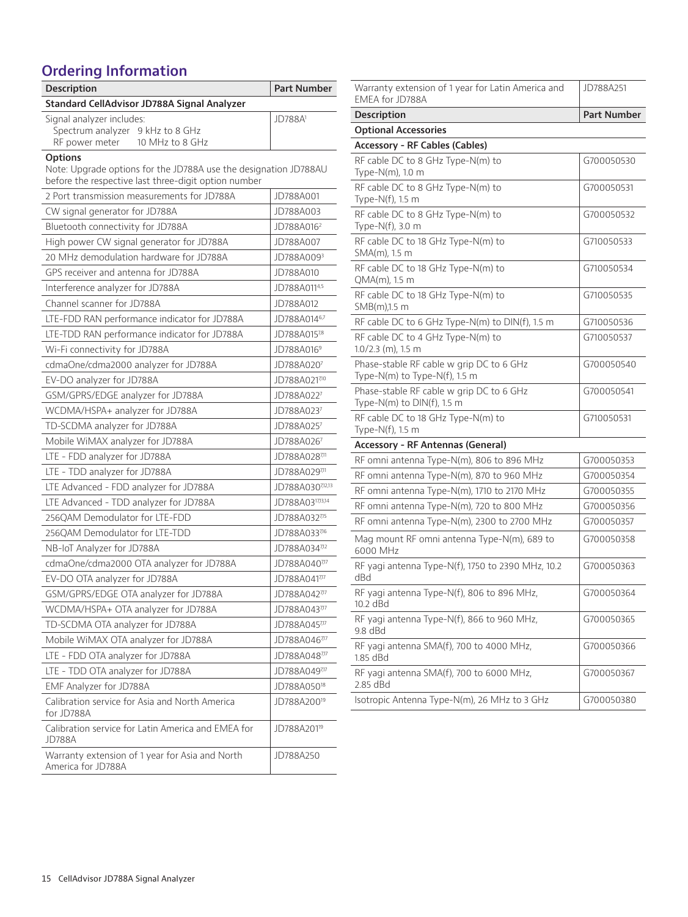## Ordering Information

| Description | Part Number |
|---|---|
| **Standard CellAdvisor JD788A Signal Analyzer** | |
| Signal analyzer includes:<br>Spectrum analyzer 9 kHz to 8 GHz<br>RF power meter 10 MHz to 8 GHz | JD788A[1] |
| **Options**<br>Note: Upgrade options for the JD788A use the designation JD788AU before the respective last three-digit option number | |
| 2 Port transmission measurements for JD788A | JD788A001 |
| CW signal generator for JD788A | JD788A003 |
| Bluetooth connectivity for JD788A | JD788A016[2] |
| High power CW signal generator for JD788A | JD788A007 |
| 20 MHz demodulation hardware for JD788A | JD788A009[3] |
| GPS receiver and antenna for JD788A | JD788A010 |
| Interference analyzer for JD788A | JD788A011[4,5] |
| Channel scanner for JD788A | JD788A012 |
| LTE-FDD RAN performance indicator for JD788A | JD788A014[6,7] |
| LTE-TDD RAN performance indicator for JD788A | JD788A015[7,8] |
| Wi-Fi connectivity for JD788A | JD788A016[9] |
| cdmaOne/cdma2000 analyzer for JD788A | JD788A020[7] |
| EV-DO analyzer for JD788A | JD788A021[7,10] |
| GSM/GPRS/EDGE analyzer for JD788A | JD788A022[7] |
| WCDMA/HSPA+ analyzer for JD788A | JD788A023[7] |
| TD-SCDMA analyzer for JD788A | JD788A025[7] |
| Mobile WiMAX analyzer for JD788A | JD788A026[7] |
| LTE - FDD analyzer for JD788A | JD788A028[7,11] |
| LTE - TDD analyzer for JD788A | JD788A029[7,11] |
| LTE Advanced - FDD analyzer for JD788A | JD788A030[7,12,13] |
| LTE Advanced - TDD analyzer for JD788A | JD788A031[7,13,14] |
| 256QAM Demodulator for LTE-FDD | JD788A032[7,15] |
| 256QAM Demodulator for LTE-TDD | JD788A033[7,16] |
| NB-IoT Analyzer for JD788A | JD788A034[7,12] |
| cdmaOne/cdma2000 OTA analyzer for JD788A | JD788A040[7,17] |
| EV-DO OTA analyzer for JD788A | JD788A041[7,17] |
| GSM/GPRS/EDGE OTA analyzer for JD788A | JD788A042[7,17] |
| WCDMA/HSPA+ OTA analyzer for JD788A | JD788A043[7,17] |
| TD-SCDMA OTA analyzer for JD788A | JD788A045[7,17] |
| Mobile WiMAX OTA analyzer for JD788A | JD788A046[7,17] |
| LTE - FDD OTA analyzer for JD788A | JD788A048[7,17] |
| LTE - TDD OTA analyzer for JD788A | JD788A049[7,17] |
| EMF Analyzer for JD788A | JD788A050[18] |
| Calibration service for Asia and North America for JD788A | JD788A200[19] |
| Calibration service for Latin America and EMEA for JD788A | JD788A201[19] |
| Warranty extension of 1 year for Asia and North America for JD788A | JD788A250 |
| Warranty extension of 1 year for Latin America and EMEA for JD788A | JD788A251 |

| Description | Part Number |
|---|---|
| **Optional Accessories** | |
| **Accessory - RF Cables (Cables)** | |
| RF cable DC to 8 GHz Type-N(m) to Type-N(m), 1.0 m | G700050530 |
| RF cable DC to 8 GHz Type-N(m) to Type-N(f), 1.5 m | G700050531 |
| RF cable DC to 8 GHz Type-N(m) to Type-N(f), 3.0 m | G700050532 |
| RF cable DC to 18 GHz Type-N(m) to SMA(m), 1.5 m | G710050533 |
| RF cable DC to 18 GHz Type-N(m) to QMA(m), 1.5 m | G710050534 |
| RF cable DC to 18 GHz Type-N(m) to SMB(m),1.5 m | G710050535 |
| RF cable DC to 6 GHz Type-N(m) to DIN(f), 1.5 m | G710050536 |
| RF cable DC to 4 GHz Type-N(m) to 1.0/2.3 (m), 1.5 m | G710050537 |
| Phase-stable RF cable w grip DC to 6 GHz Type-N(m) to Type-N(f), 1.5 m | G700050540 |
| Phase-stable RF cable w grip DC to 6 GHz Type-N(m) to DIN(f), 1.5 m | G700050541 |
| RF cable DC to 18 GHz Type-N(m) to Type-N(f), 1.5 m | G710050531 |
| **Accessory - RF Antennas (General)** | |
| RF omni antenna Type-N(m), 806 to 896 MHz | G700050353 |
| RF omni antenna Type-N(m), 870 to 960 MHz | G700050354 |
| RF omni antenna Type-N(m), 1710 to 2170 MHz | G700050355 |
| RF omni antenna Type-N(m), 720 to 800 MHz | G700050356 |
| RF omni antenna Type-N(m), 2300 to 2700 MHz | G700050357 |
| Mag mount RF omni antenna Type-N(m), 689 to 6000 MHz | G700050358 |
| RF yagi antenna Type-N(f), 1750 to 2390 MHz, 10.2 dBd | G700050363 |
| RF yagi antenna Type-N(f), 806 to 896 MHz, 10.2 dBd | G700050364 |
| RF yagi antenna Type-N(f), 866 to 960 MHz, 9.8 dBd | G700050365 |
| RF yagi antenna SMA(f), 700 to 4000 MHz, 1.85 dBd | G700050366 |
| RF yagi antenna SMA(f), 700 to 6000 MHz, 2.85 dBd | G700050367 |
| Isotropic Antenna Type-N(m), 26 MHz to 3 GHz | G700050380 |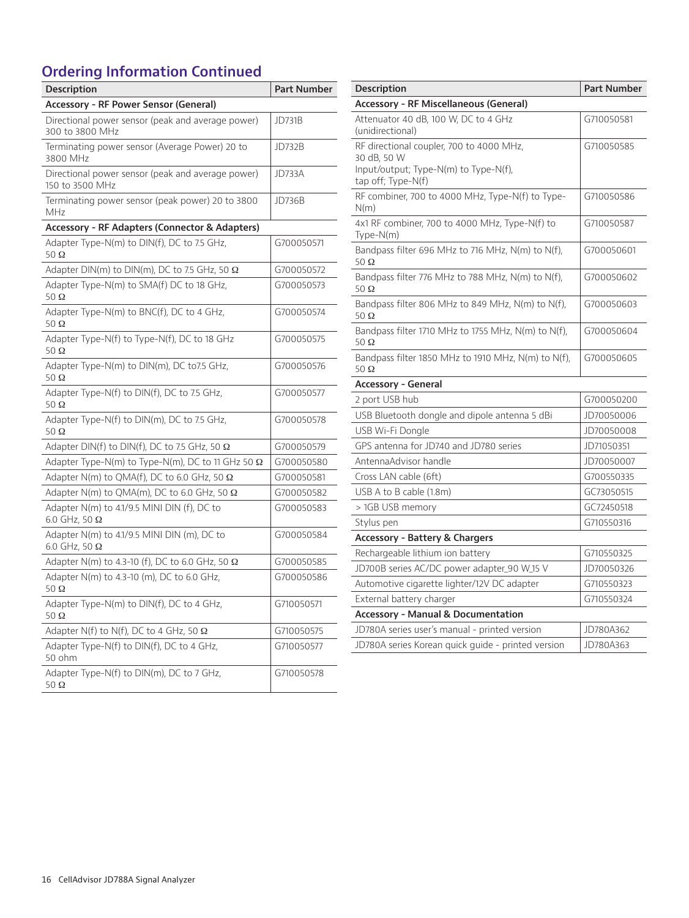## Ordering Information Continued

| Description | Part Number |
|---|---|
| **Accessory - RF Power Sensor (General)** | |
| Directional power sensor (peak and average power) 300 to 3800 MHz | JD731B |
| Terminating power sensor (Average Power) 20 to 3800 MHz | JD732B |
| Directional power sensor (peak and average power) 150 to 3500 MHz | JD733A |
| Terminating power sensor (peak power) 20 to 3800 MHz | JD736B |
| **Accessory - RF Adapters (Connector & Adapters)** | |
| Adapter Type-N(m) to DIN(f), DC to 7.5 GHz, 50 Ω | G700050571 |
| Adapter DIN(m) to DIN(m), DC to 7.5 GHz, 50 Ω | G700050572 |
| Adapter Type-N(m) to SMA(f) DC to 18 GHz, 50 Ω | G700050573 |
| Adapter Type-N(m) to BNC(f), DC to 4 GHz, 50 Ω | G700050574 |
| Adapter Type-N(f) to Type-N(f), DC to 18 GHz 50 Ω | G700050575 |
| Adapter Type-N(m) to DIN(m), DC to7.5 GHz, 50 Ω | G700050576 |
| Adapter Type-N(f) to DIN(f), DC to 7.5 GHz, 50 Ω | G700050577 |
| Adapter Type-N(f) to DIN(m), DC to 7.5 GHz, 50 Ω | G700050578 |
| Adapter DIN(f) to DIN(f), DC to 7.5 GHz, 50 Ω | G700050579 |
| Adapter Type-N(m) to Type-N(m), DC to 11 GHz 50 Ω | G700050580 |
| Adapter N(m) to QMA(f), DC to 6.0 GHz, 50 Ω | G700050581 |
| Adapter N(m) to QMA(m), DC to 6.0 GHz, 50 Ω | G700050582 |
| Adapter N(m) to 4.1/9.5 MINI DIN (f), DC to 6.0 GHz, 50 Ω | G700050583 |
| Adapter N(m) to 4.1/9.5 MINI DIN (m), DC to 6.0 GHz, 50 Ω | G700050584 |
| Adapter N(m) to 4.3-10 (f), DC to 6.0 GHz, 50 Ω | G700050585 |
| Adapter N(m) to 4.3-10 (m), DC to 6.0 GHz, 50 Ω | G700050586 |
| Adapter Type-N(m) to DIN(f), DC to 4 GHz, 50 Ω | G710050571 |
| Adapter N(f) to N(f), DC to 4 GHz, 50 Ω | G710050575 |
| Adapter Type-N(f) to DIN(f), DC to 4 GHz, 50 ohm | G710050577 |
| Adapter Type-N(f) to DIN(m), DC to 7 GHz, 50 Ω | G710050578 |

| Description | Part Number |
|---|---|
| **Accessory - RF Miscellaneous (General)** | |
| Attenuator 40 dB, 100 W, DC to 4 GHz (unidirectional) | G710050581 |
| RF directional coupler, 700 to 4000 MHz, 30 dB, 50 W Input/output; Type-N(m) to Type-N(f), tap off; Type-N(f) | G710050585 |
| RF combiner, 700 to 4000 MHz, Type-N(f) to Type-N(m) | G710050586 |
| 4x1 RF combiner, 700 to 4000 MHz, Type-N(f) to Type-N(m) | G710050587 |
| Bandpass filter 696 MHz to 716 MHz, N(m) to N(f), 50 Ω | G700050601 |
| Bandpass filter 776 MHz to 788 MHz, N(m) to N(f), 50 Ω | G700050602 |
| Bandpass filter 806 MHz to 849 MHz, N(m) to N(f), 50 Ω | G700050603 |
| Bandpass filter 1710 MHz to 1755 MHz, N(m) to N(f), 50 Ω | G700050604 |
| Bandpass filter 1850 MHz to 1910 MHz, N(m) to N(f), 50 Ω | G700050605 |
| **Accessory - General** | |
| 2 port USB hub | G700050200 |
| USB Bluetooth dongle and dipole antenna 5 dBi | JD70050006 |
| USB Wi-Fi Dongle | JD70050008 |
| GPS antenna for JD740 and JD780 series | JD71050351 |
| AntennaAdvisor handle | JD70050007 |
| Cross LAN cable (6ft) | G700550335 |
| USB A to B cable (1.8m) | GC73050515 |
| > 1GB USB memory | GC72450518 |
| Stylus pen | G710550316 |
| **Accessory - Battery & Chargers** | |
| Rechargeable lithium ion battery | G710550325 |
| JD700B series AC/DC power adapter_90 W_15 V | JD70050326 |
| Automotive cigarette lighter/12V DC adapter | G710550323 |
| External battery charger | G710550324 |
| **Accessory - Manual & Documentation** | |
| JD780A series user's manual - printed version | JD780A362 |
| JD780A series Korean quick guide - printed version | JD780A363 |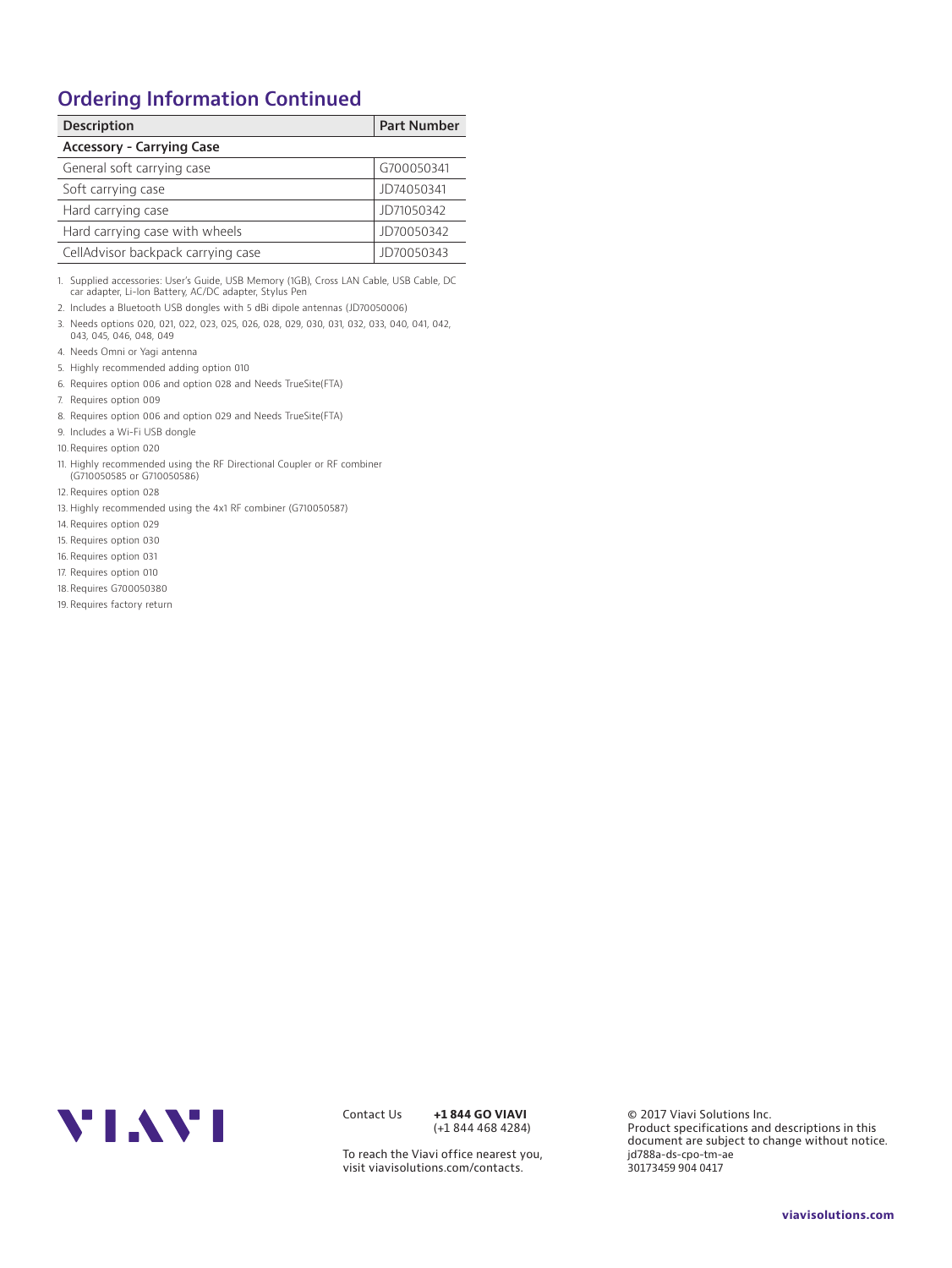## Ordering Information Continued

| Description | Part Number |
|---|---|
| **Accessory - Carrying Case** | |
| General soft carrying case | G700050341 |
| Soft carrying case | JD74050341 |
| Hard carrying case | JD71050342 |
| Hard carrying case with wheels | JD70050342 |
| CellAdvisor backpack carrying case | JD70050343 |

1. Supplied accessories: User's Guide, USB Memory (1GB), Cross LAN Cable, USB Cable, DC car adapter, Li-Ion Battery, AC/DC adapter, Stylus Pen
2. Includes a Bluetooth USB dongles with 5 dBi dipole antennas (JD70050006)
3. Needs options 020, 021, 022, 023, 025, 026, 028, 029, 030, 031, 032, 033, 040, 041, 042, 043, 045, 046, 048, 049
4. Needs Omni or Yagi antenna
5. Highly recommended adding option 010
6. Requires option 006 and option 028 and Needs TrueSite(FTA)
7. Requires option 009
8. Requires option 006 and option 029 and Needs TrueSite(FTA)
9. Includes a Wi-Fi USB dongle
10. Requires option 020
11. Highly recommended using the RF Directional Coupler or RF combiner (G710050585 or G710050586)
12. Requires option 028
13. Highly recommended using the 4x1 RF combiner (G710050587)
14. Requires option 029
15. Requires option 030
16. Requires option 031
17. Requires option 010
18. Requires G700050380
19. Requires factory return

VIAVI

Contact Us **+1 844 GO VIAVI**
(+1 844 468 4284)

To reach the Viavi office nearest you, visit viavisolutions.com/contacts.

© 2017 Viavi Solutions Inc.
Product specifications and descriptions in this document are subject to change without notice.
jd788a-ds-cpo-tm-ae
30173459 904 0417

**viavisolutions.com**